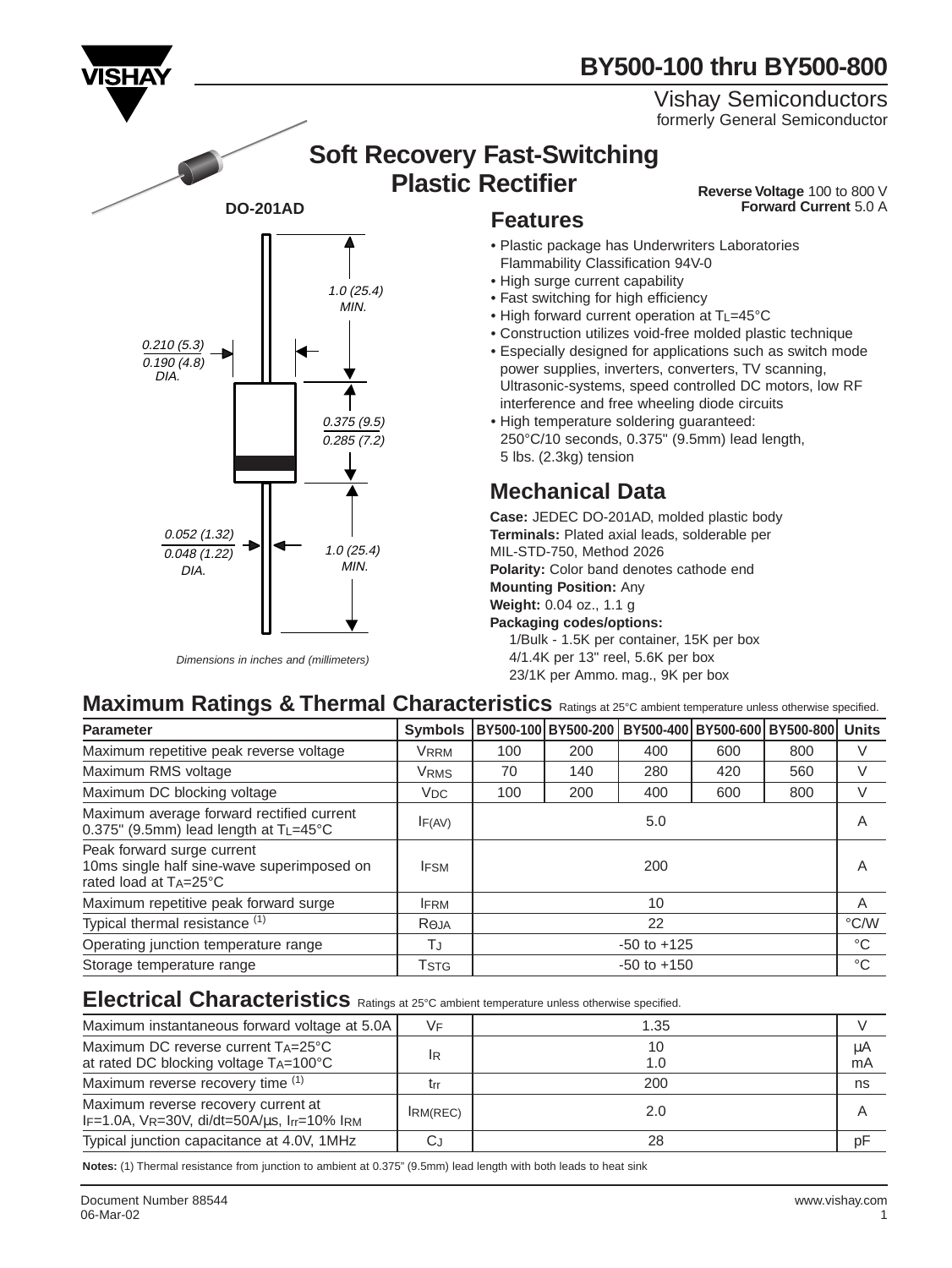# BY500-100 thru BY500-800

Vishay Semiconductors
formerly General Semiconductor

## Soft Recovery Fast-Switching Plastic Rectifier

**Reverse Voltage** 100 to 800 V
**Forward Current** 5.0 A

DO-201AD

1.0 (25.4) MIN.

0.210 (5.3)
0.190 (4.8)
DIA.

0.375 (9.5)
0.285 (7.2)

0.052 (1.32)
0.048 (1.22)
DIA.

1.0 (25.4) MIN.

*Dimensions in inches and (millimeters)*

## Features

- Plastic package has Underwriters Laboratories Flammability Classification 94V-0
- High surge current capability
- Fast switching for high efficiency
- High forward current operation at $T_L$=45°C
- Construction utilizes void-free molded plastic technique
- Especially designed for applications such as switch mode power supplies, inverters, converters, TV scanning, Ultrasonic-systems, speed controlled DC motors, low RF interference and free wheeling diode circuits
- High temperature soldering guaranteed: 250°C/10 seconds, 0.375" (9.5mm) lead length, 5 lbs. (2.3kg) tension

## Mechanical Data

**Case:** JEDEC DO-201AD, molded plastic body
**Terminals:** Plated axial leads, solderable per MIL-STD-750, Method 2026
**Polarity:** Color band denotes cathode end
**Mounting Position:** Any
**Weight:** 0.04 oz., 1.1 g
**Packaging codes/options:**
1/Bulk - 1.5K per container, 15K per box
4/1.4K per 13" reel, 5.6K per box
23/1K per Ammo. mag., 9K per box

## Maximum Ratings & Thermal Characteristics

Ratings at 25°C ambient temperature unless otherwise specified.

| Parameter | Symbols | BY500-100 | BY500-200 | BY500-400 | BY500-600 | BY500-800 | Units |
|---|---|---|---|---|---|---|---|
| Maximum repetitive peak reverse voltage | $V_{RRM}$ | 100 | 200 | 400 | 600 | 800 | V |
| Maximum RMS voltage | $V_{RMS}$ | 70 | 140 | 280 | 420 | 560 | V |
| Maximum DC blocking voltage | $V_{DC}$ | 100 | 200 | 400 | 600 | 800 | V |
| Maximum average forward rectified current 0.375" (9.5mm) lead length at $T_L$=45°C | $I_{F(AV)}$ | 5.0 | | | | | A |
| Peak forward surge current 10ms single half sine-wave superimposed on rated load at $T_A$=25°C | $I_{FSM}$ | 200 | | | | | A |
| Maximum repetitive peak forward surge | $I_{FRM}$ | 10 | | | | | A |
| Typical thermal resistance [1] | $R_{\Theta JA}$ | 22 | | | | | °C/W |
| Operating junction temperature range | $T_J$ | -50 to +125 | | | | | °C |
| Storage temperature range | $T_{STG}$ | -50 to +150 | | | | | °C |

## Electrical Characteristics

Ratings at 25°C ambient temperature unless otherwise specified.

| Parameter | Symbols | Value | Units |
|---|---|---|---|
| Maximum instantaneous forward voltage at 5.0A | $V_F$ | 1.35 | V |
| Maximum DC reverse current $T_A$=25°C at rated DC blocking voltage $T_A$=100°C | $I_R$ | 10 / 1.0 | µA / mA |
| Maximum reverse recovery time [1] | $t_{rr}$ | 200 | ns |
| Maximum reverse recovery current at $I_F$=1.0A, $V_R$=30V, di/dt=50A/µs, $I_{rr}$=10% $I_{RM}$ | $I_{RM(REC)}$ | 2.0 | A |
| Typical junction capacitance at 4.0V, 1MHz | $C_J$ | 28 | pF |

**Notes:** (1) Thermal resistance from junction to ambient at 0.375" (9.5mm) lead length with both leads to heat sink

Document Number 88544
06-Mar-02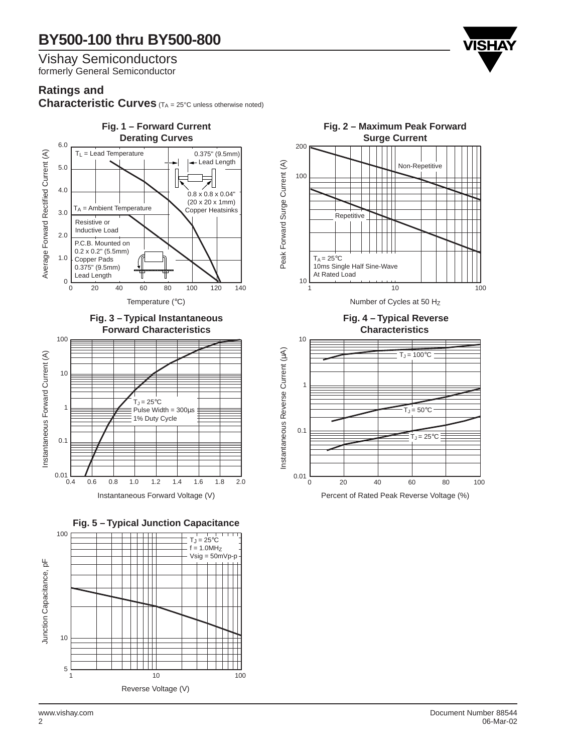## Ratings and Characteristic Curves ($T_A$ = 25°C unless otherwise noted)

**Fig. 1 – Forward Current Derating Curves**

Average Forward Rectified Current (A)
6.0
5.0
4.0
3.0
2.0
1.0
0
0 20 40 60 80 100 120 140
Temperature (°C)

$T_L$ = Lead Temperature
0.375" (9.5mm) Lead Length
0.8 x 0.8 x 0.04" (20 x 20 x 1mm) Copper Heatsinks
$T_A$ = Ambient Temperature
Resistive or Inductive Load
P.C.B. Mounted on 0.2 x 0.2" (5.5mm) Copper Pads 0.375" (9.5mm) Lead Length

**Fig. 2 – Maximum Peak Forward Surge Current**

Peak Forward Surge Current (A)
200
100
10
1 10 100
Number of Cycles at 50 $H_Z$

Non-Repetitive
Repetitive
$T_A$ = 25°C
10ms Single Half Sine-Wave
At Rated Load

**Fig. 3 – Typical Instantaneous Forward Characteristics**

Instantaneous Forward Current (A)
100
10
1
0.1
0.01
0.4 0.6 0.8 1.0 1.2 1.4 1.6 1.8 2.0
Instantaneous Forward Voltage (V)

$T_J$ = 25°C
Pulse Width = 300µs
1% Duty Cycle

**Fig. 4 – Typical Reverse Characteristics**

Instantaneous Reverse Current (µA)
10
1
0.1
0.01
0 20 40 60 80 100
Percent of Rated Peak Reverse Voltage (%)

$T_J$ = 100°C
$T_J$ = 50°C
$T_J$ = 25°C

**Fig. 5 – Typical Junction Capacitance**

Junction Capacitance, pF
100
10
5
1 10 100
Reverse Voltage (V)

$T_J$ = 25°C
f = 1.0MHz
Vsig = 50mVp-p